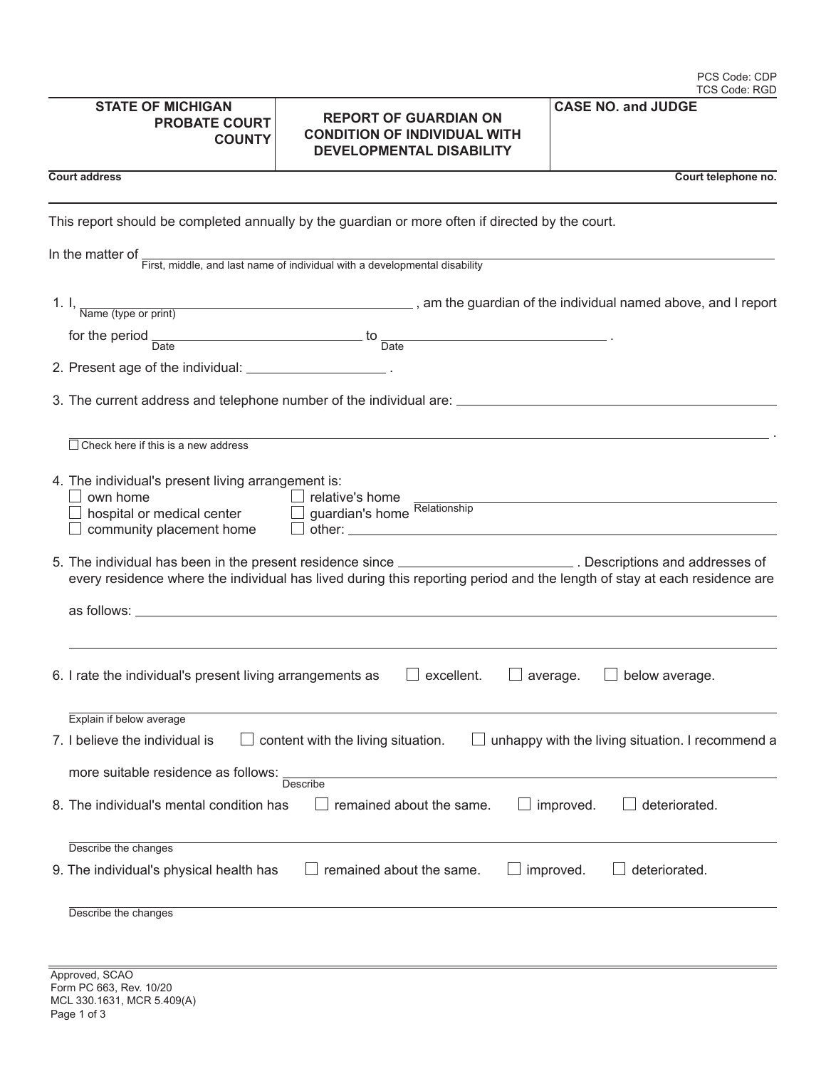PCS Code: CDP
TCS Code: RGD

| STATE OF MICHIGAN PROBATE COURT COUNTY | REPORT OF GUARDIAN ON CONDITION OF INDIVIDUAL WITH DEVELOPMENTAL DISABILITY | CASE NO. and JUDGE |
|---|---|---|

**Court address** | **Court telephone no.**

This report should be completed annually by the guardian or more often if directed by the court.

In the matter of \_\_\_\_\_\_\_\_\_\_\_\_\_\_\_\_\_\_\_\_\_\_\_\_\_\_\_\_\_\_\_\_\_\_\_\_\_\_\_\_
First, middle, and last name of individual with a developmental disability

1. I, \_\_\_\_\_\_\_\_\_\_\_\_\_\_\_\_\_\_\_\_\_\_\_\_\_\_\_\_\_\_ , am the guardian of the individual named above, and I report
   Name (type or print)

   for the period \_\_\_\_\_\_\_\_\_\_\_\_\_\_\_\_\_\_\_\_ to \_\_\_\_\_\_\_\_\_\_\_\_\_\_\_\_\_\_\_\_ .
   Date / Date

2. Present age of the individual: \_\_\_\_\_\_\_\_\_\_\_\_\_\_\_ .

3. The current address and telephone number of the individual are: \_\_\_\_\_\_\_\_\_\_\_\_\_\_\_\_\_\_\_\_\_\_\_\_\_\_\_\_\_\_
   \_\_\_\_\_\_\_\_\_\_\_\_\_\_\_\_\_\_\_\_\_\_\_\_\_\_\_\_\_\_\_\_\_\_\_\_\_\_\_\_ .
   ☐ Check here if this is a new address

4. The individual's present living arrangement is:
   - ☐ own home
   - ☐ hospital or medical center
   - ☐ community placement home
   - ☐ relative's home \_\_\_\_\_\_\_\_\_\_\_\_\_\_\_\_\_\_\_\_ Relationship
   - ☐ guardian's home
   - ☐ other: \_\_\_\_\_\_\_\_\_\_\_\_\_\_\_\_\_\_\_\_

5. The individual has been in the present residence since \_\_\_\_\_\_\_\_\_\_\_\_\_\_\_\_\_\_\_\_ . Descriptions and addresses of every residence where the individual has lived during this reporting period and the length of stay at each residence are as follows: \_\_\_\_\_\_\_\_\_\_\_\_\_\_\_\_\_\_\_\_\_\_\_\_\_\_\_\_\_\_\_\_\_\_\_\_\_\_\_\_
   \_\_\_\_\_\_\_\_\_\_\_\_\_\_\_\_\_\_\_\_\_\_\_\_\_\_\_\_\_\_\_\_\_\_\_\_\_\_\_\_

6. I rate the individual's present living arrangements as ☐ excellent. ☐ average. ☐ below average.
   \_\_\_\_\_\_\_\_\_\_\_\_\_\_\_\_\_\_\_\_\_\_\_\_\_\_\_\_\_\_\_\_\_\_\_\_\_\_\_\_
   Explain if below average

7. I believe the individual is ☐ content with the living situation. ☐ unhappy with the living situation. I recommend a more suitable residence as follows: \_\_\_\_\_\_\_\_\_\_\_\_\_\_\_\_\_\_\_\_\_\_\_\_\_\_\_\_\_\_
   Describe

8. The individual's mental condition has ☐ remained about the same. ☐ improved. ☐ deteriorated.
   \_\_\_\_\_\_\_\_\_\_\_\_\_\_\_\_\_\_\_\_\_\_\_\_\_\_\_\_\_\_\_\_\_\_\_\_\_\_\_\_
   Describe the changes

9. The individual's physical health has ☐ remained about the same. ☐ improved. ☐ deteriorated.
   \_\_\_\_\_\_\_\_\_\_\_\_\_\_\_\_\_\_\_\_\_\_\_\_\_\_\_\_\_\_\_\_\_\_\_\_\_\_\_\_
   Describe the changes

Approved, SCAO
Form PC 663, Rev. 10/20
MCL 330.1631, MCR 5.409(A)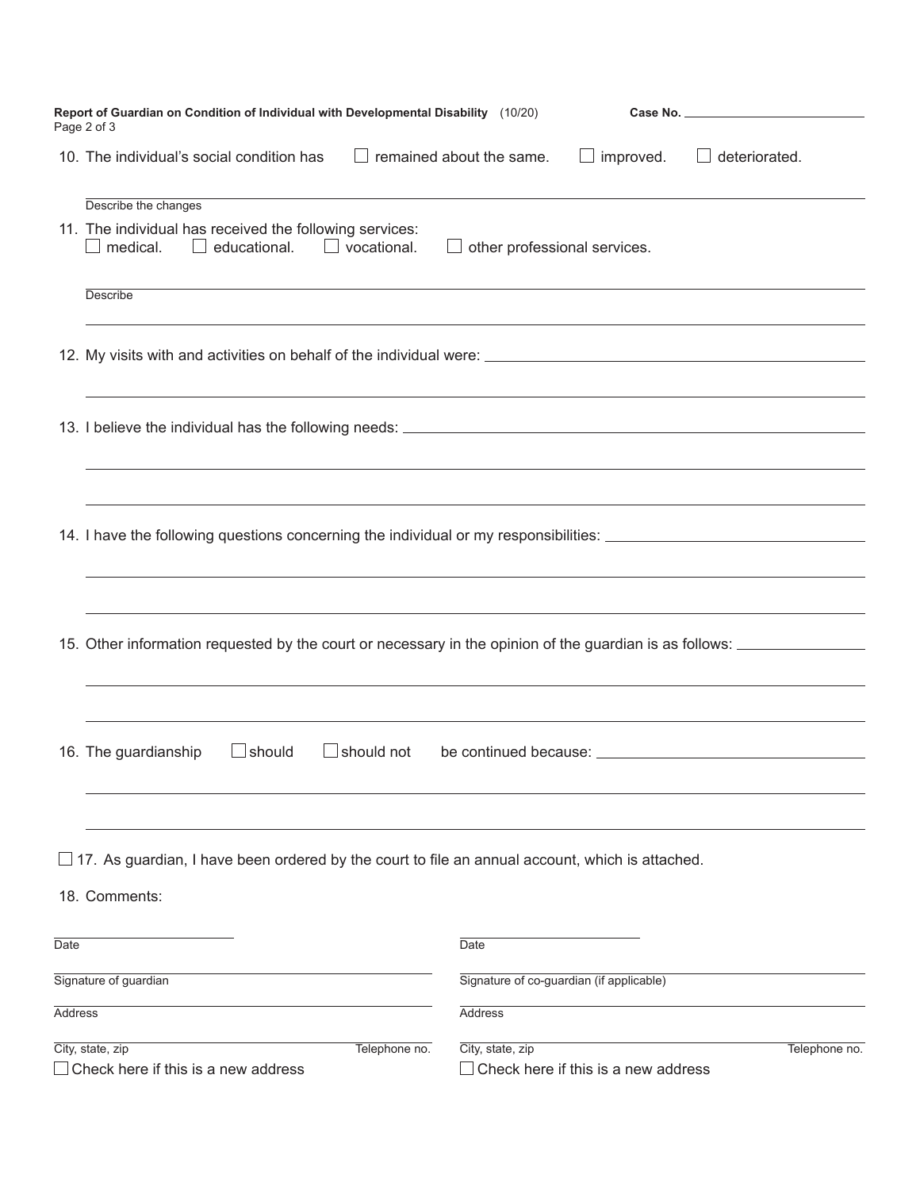Report of Guardian on Condition of Individual with Developmental Disability (10/20) **Case No.** ____________________

10. The individual's social condition has ☐ remained about the same. ☐ improved. ☐ deteriorated.

______________________________________________________________________
Describe the changes

11. The individual has received the following services:
☐ medical. ☐ educational. ☐ vocational. ☐ other professional services.

______________________________________________________________________
Describe

______________________________________________________________________

12. My visits with and activities on behalf of the individual were: ______________________________

______________________________________________________________________

13. I believe the individual has the following needs: ______________________________

______________________________________________________________________

______________________________________________________________________

14. I have the following questions concerning the individual or my responsibilities: ______________________________

______________________________________________________________________

______________________________________________________________________

15. Other information requested by the court or necessary in the opinion of the guardian is as follows: ______________________________

______________________________________________________________________

______________________________________________________________________

16. The guardianship ☐ should ☐ should not be continued because: ______________________________

______________________________________________________________________

______________________________________________________________________

☐ 17. As guardian, I have been ordered by the court to file an annual account, which is attached.

18. Comments:

| | |
|---|---|
| ____________________ | ____________________ |
| Date | Date |
| ____________________ | ____________________ |
| Signature of guardian | Signature of co-guardian (if applicable) |
| ____________________ | ____________________ |
| Address | Address |
| ____________________ | ____________________ |
| City, state, zip Telephone no. | City, state, zip Telephone no. |
| ☐ Check here if this is a new address | ☐ Check here if this is a new address |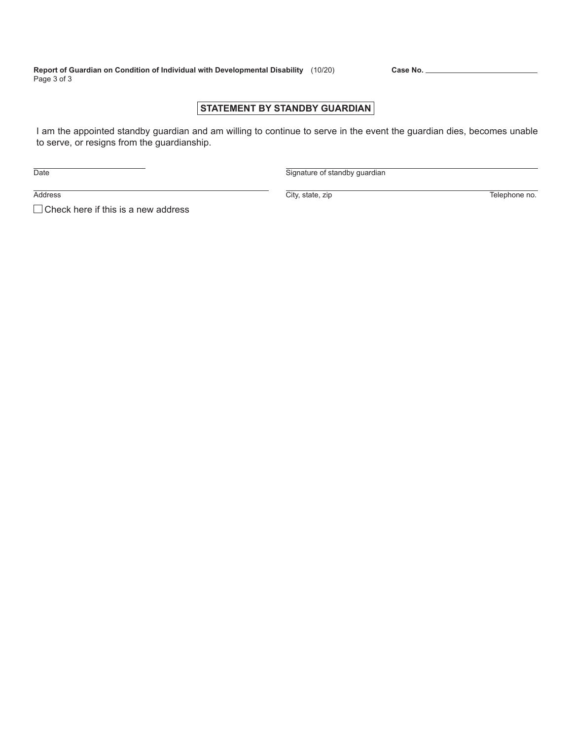Case No. ______________________

## STATEMENT BY STANDBY GUARDIAN

I am the appointed standby guardian and am willing to continue to serve in the event the guardian dies, becomes unable to serve, or resigns from the guardianship.

______________________
Date

______________________
Signature of standby guardian

______________________
Address

______________________
City, state, zip

______________________
Telephone no.

☐ Check here if this is a new address